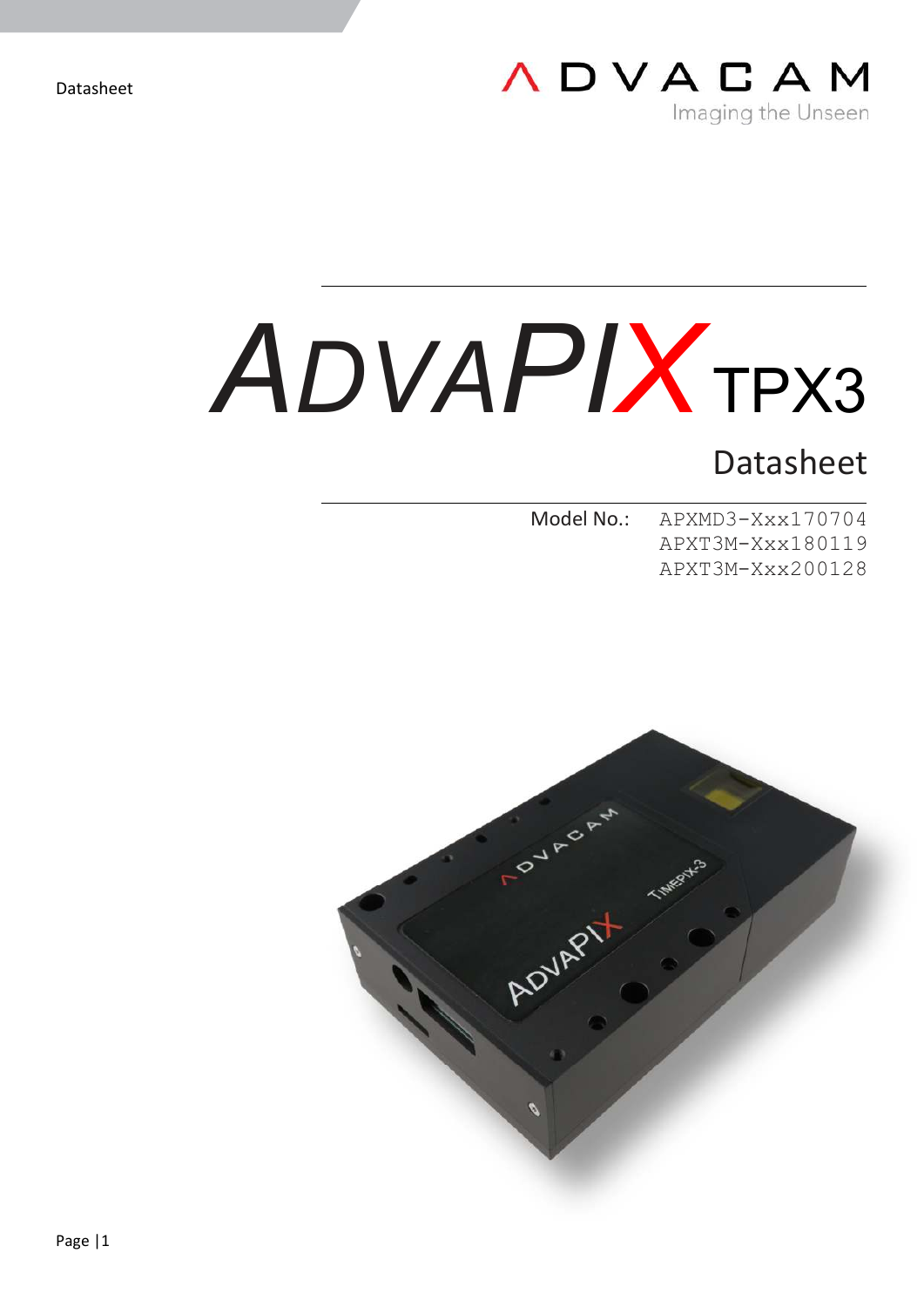Datasheet

ADVACAM
Imaging the Unseen

# ADVAPIX TPX3

## Datasheet

Model No.: APXMD3-Xxx170704
APXT3M-Xxx180119
APXT3M-Xxx200128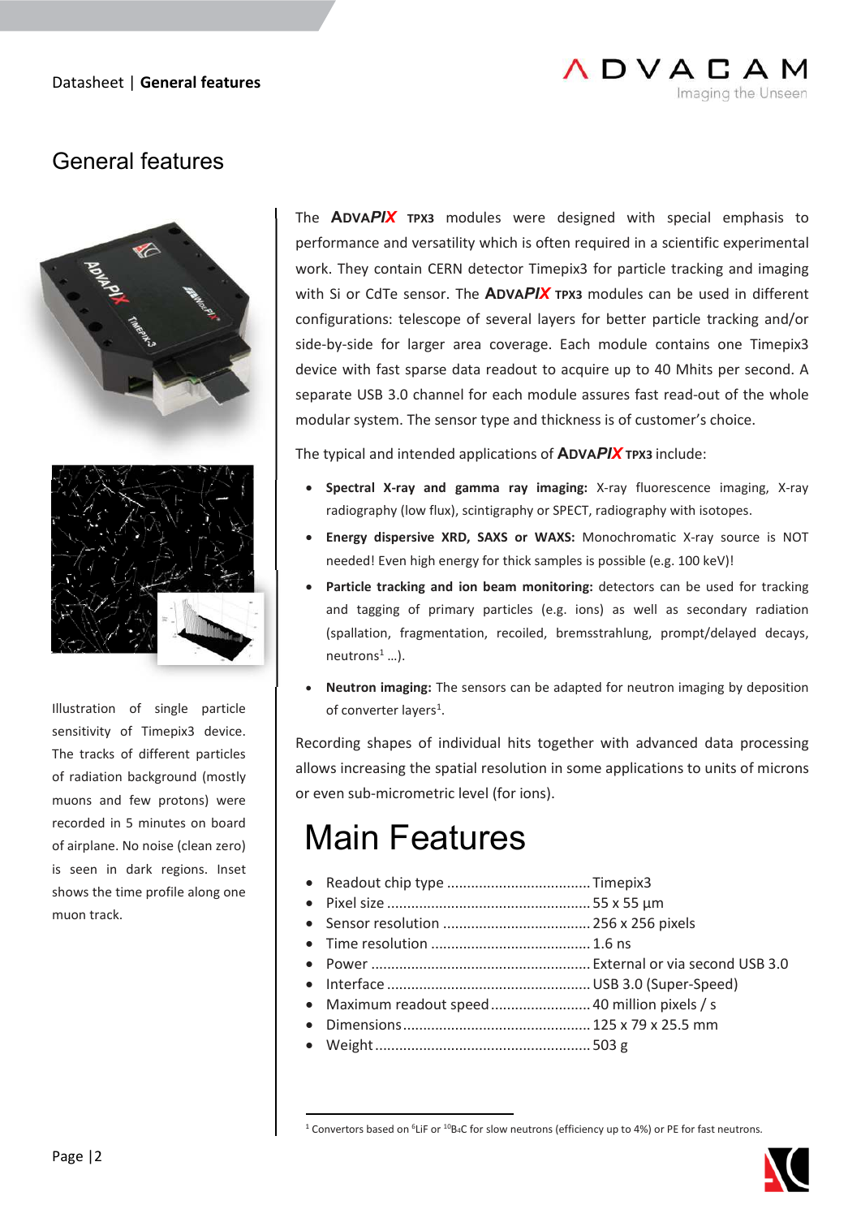# General features

Illustration of single particle sensitivity of Timepix3 device. The tracks of different particles of radiation background (mostly muons and few protons) were recorded in 5 minutes on board of airplane. No noise (clean zero) is seen in dark regions. Inset shows the time profile along one muon track.

The **ADVAPIX TPX3** modules were designed with special emphasis to performance and versatility which is often required in a scientific experimental work. They contain CERN detector Timepix3 for particle tracking and imaging with Si or CdTe sensor. The **ADVAPIX TPX3** modules can be used in different configurations: telescope of several layers for better particle tracking and/or side-by-side for larger area coverage. Each module contains one Timepix3 device with fast sparse data readout to acquire up to 40 Mhits per second. A separate USB 3.0 channel for each module assures fast read-out of the whole modular system. The sensor type and thickness is of customer's choice.

The typical and intended applications of **ADVAPIX TPX3** include:

- **Spectral X-ray and gamma ray imaging:** X-ray fluorescence imaging, X-ray radiography (low flux), scintigraphy or SPECT, radiography with isotopes.
- **Energy dispersive XRD, SAXS or WAXS:** Monochromatic X-ray source is NOT needed! Even high energy for thick samples is possible (e.g. 100 keV)!
- **Particle tracking and ion beam monitoring:** detectors can be used for tracking and tagging of primary particles (e.g. ions) as well as secondary radiation (spallation, fragmentation, recoiled, bremsstrahlung, prompt/delayed decays, neutrons[1] …).
- **Neutron imaging:** The sensors can be adapted for neutron imaging by deposition of converter layers[1].

Recording shapes of individual hits together with advanced data processing allows increasing the spatial resolution in some applications to units of microns or even sub-micrometric level (for ions).

# Main Features

- Readout chip type .................................... Timepix3
- Pixel size .................................................. 55 x 55 µm
- Sensor resolution ..................................... 256 x 256 pixels
- Time resolution ........................................ 1.6 ns
- Power ....................................................... External or via second USB 3.0
- Interface .................................................. USB 3.0 (Super-Speed)
- Maximum readout speed ......................... 40 million pixels / s
- Dimensions ............................................... 125 x 79 x 25.5 mm
- Weight ...................................................... 503 g

[1] Convertors based on $^{6}$LiF or $^{10}B_4C$ for slow neutrons (efficiency up to 4%) or PE for fast neutrons.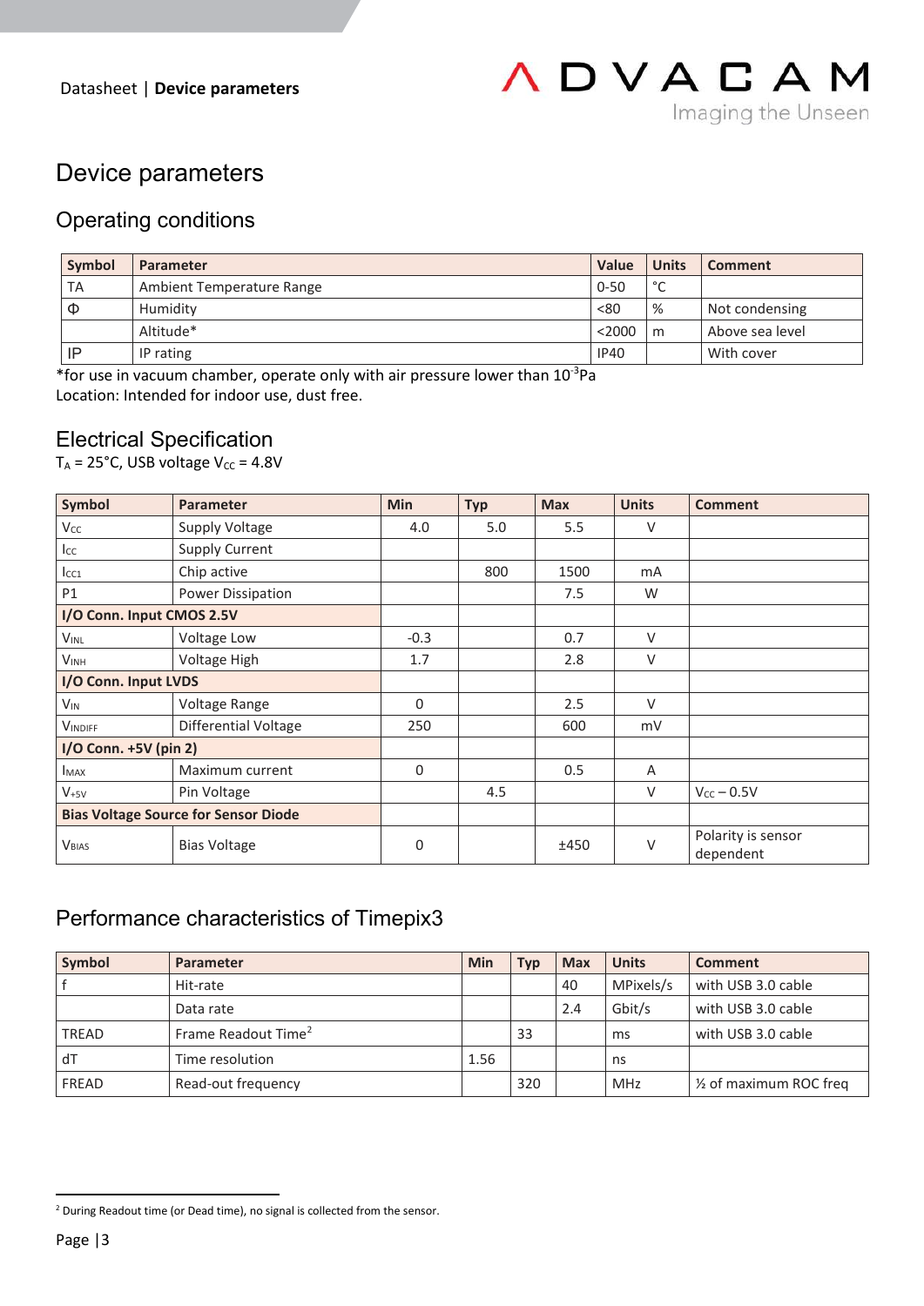# Device parameters

## Operating conditions

| Symbol | Parameter | Value | Units | Comment |
|---|---|---|---|---|
| TA | Ambient Temperature Range | 0-50 | °C | |
| Φ | Humidity | <80 | % | Not condensing |
| | Altitude* | <2000 | m | Above sea level |
| IP | IP rating | IP40 | | With cover |

*for use in vacuum chamber, operate only with air pressure lower than $10^{-3}$Pa
Location: Intended for indoor use, dust free.

## Electrical Specification

$T_A$ = 25°C, USB voltage $V_{CC}$ = 4.8V

| Symbol | Parameter | Min | Typ | Max | Units | Comment |
|---|---|---|---|---|---|---|
| $V_{CC}$ | Supply Voltage | 4.0 | 5.0 | 5.5 | V | |
| $I_{CC}$ | Supply Current | | | | | |
| $I_{CC1}$ | Chip active | | 800 | 1500 | mA | |
| P1 | Power Dissipation | | | 7.5 | W | |
| **I/O Conn. Input CMOS 2.5V** | | | | | | |
| $V_{INL}$ | Voltage Low | -0.3 | | 0.7 | V | |
| $V_{INH}$ | Voltage High | 1.7 | | 2.8 | V | |
| **I/O Conn. Input LVDS** | | | | | | |
| $V_{IN}$ | Voltage Range | 0 | | 2.5 | V | |
| $V_{INDIFF}$ | Differential Voltage | 250 | | 600 | mV | |
| **I/O Conn. +5V (pin 2)** | | | | | | |
| $I_{MAX}$ | Maximum current | 0 | | 0.5 | A | |
| $V_{+5V}$ | Pin Voltage | | 4.5 | | V | $V_{CC}$ – 0.5V |
| **Bias Voltage Source for Sensor Diode** | | | | | | |
| $V_{BIAS}$ | Bias Voltage | 0 | | ±450 | V | Polarity is sensor dependent |

## Performance characteristics of Timepix3

| Symbol | Parameter | Min | Typ | Max | Units | Comment |
|---|---|---|---|---|---|---|
| f | Hit-rate | | | 40 | MPixels/s | with USB 3.0 cable |
| | Data rate | | | 2.4 | Gbit/s | with USB 3.0 cable |
| TREAD | Frame Readout Time[2] | | 33 | | ms | with USB 3.0 cable |
| dT | Time resolution | 1.56 | | | ns | |
| FREAD | Read-out frequency | | 320 | | MHz | ½ of maximum ROC freq |

[2] During Readout time (or Dead time), no signal is collected from the sensor.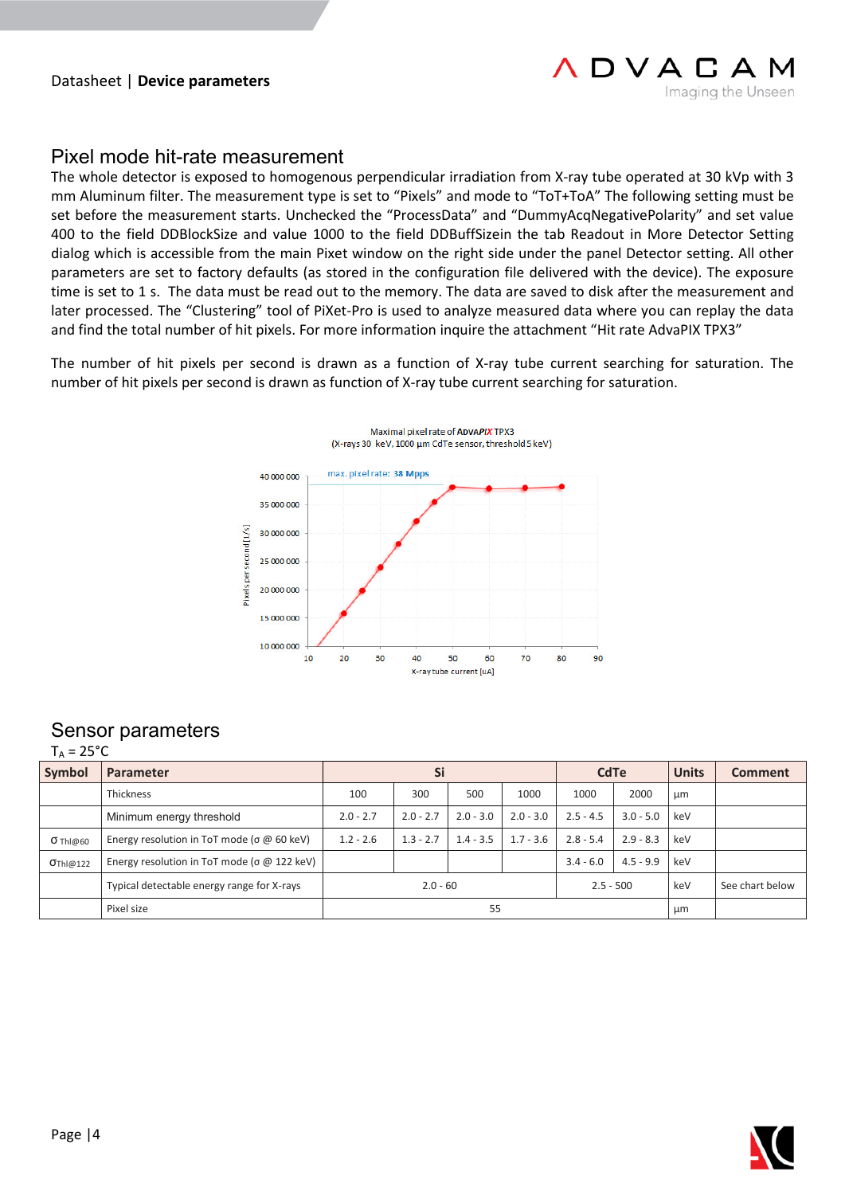## Pixel mode hit-rate measurement

The whole detector is exposed to homogenous perpendicular irradiation from X-ray tube operated at 30 kVp with 3 mm Aluminum filter. The measurement type is set to “Pixels” and mode to “ToT+ToA” The following setting must be set before the measurement starts. Unchecked the “ProcessData” and “DummyAcqNegativePolarity” and set value 400 to the field DDBlockSize and value 1000 to the field DDBuffSizein the tab Readout in More Detector Setting dialog which is accessible from the main Pixet window on the right side under the panel Detector setting. All other parameters are set to factory defaults (as stored in the configuration file delivered with the device). The exposure time is set to 1 s. The data must be read out to the memory. The data are saved to disk after the measurement and later processed. The “Clustering” tool of PiXet-Pro is used to analyze measured data where you can replay the data and find the total number of hit pixels. For more information inquire the attachment “Hit rate AdvaPIX TPX3”

The number of hit pixels per second is drawn as a function of X-ray tube current searching for saturation. The number of hit pixels per second is drawn as function of X-ray tube current searching for saturation.

Maximal pixel rate of ADVAPIX TPX3
(X-rays 30 keV, 1000 µm CdTe sensor, threshold 5 keV)

max. pixel rate: 38 Mpps

## Sensor parameters

$T_A$ = 25°C

| Symbol | Parameter | Si | | | | CdTe | | Units | Comment |
|---|---|---|---|---|---|---|---|---|---|
| | Thickness | 100 | 300 | 500 | 1000 | 1000 | 2000 | µm | |
| | Minimum energy threshold | 2.0 - 2.7 | 2.0 - 2.7 | 2.0 - 3.0 | 2.0 - 3.0 | 2.5 - 4.5 | 3.0 - 5.0 | keV | |
| $\sigma_{Thl@60}$ | Energy resolution in ToT mode (σ @ 60 keV) | 1.2 - 2.6 | 1.3 - 2.7 | 1.4 - 3.5 | 1.7 - 3.6 | 2.8 - 5.4 | 2.9 - 8.3 | keV | |
| $\sigma_{Thl@122}$ | Energy resolution in ToT mode (σ @ 122 keV) | | | | | 3.4 - 6.0 | 4.5 - 9.9 | keV | |
| | Typical detectable energy range for X-rays | 2.0 - 60 | | | | 2.5 - 500 | | keV | See chart below |
| | Pixel size | 55 | | | | | | µm | |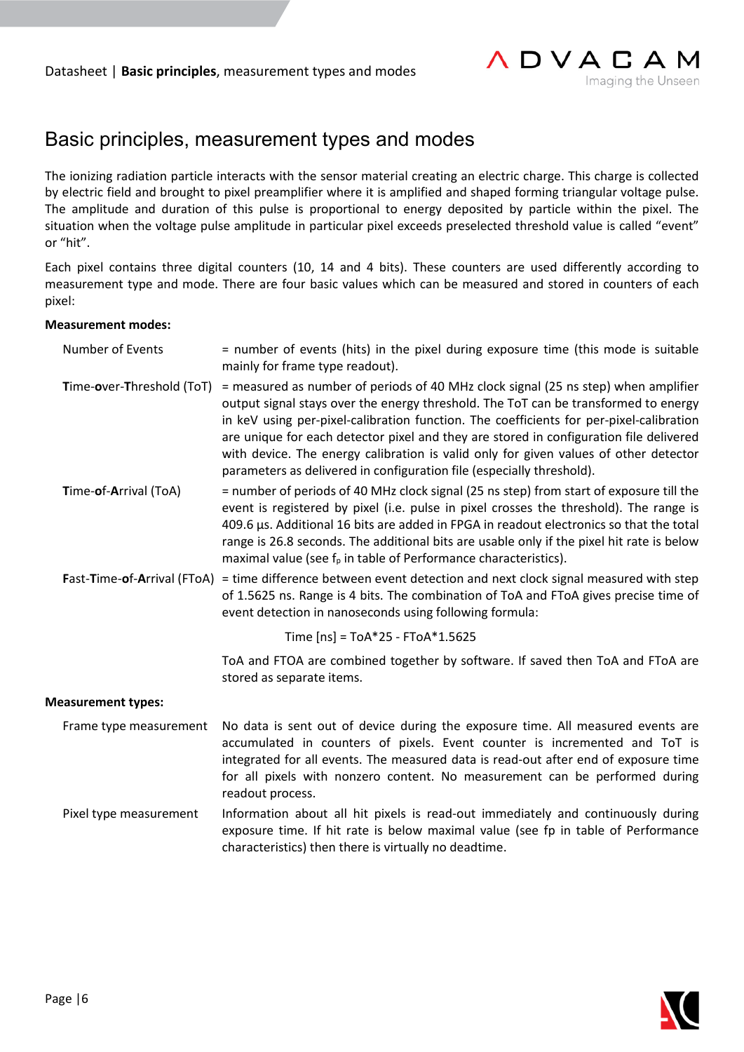# Basic principles, measurement types and modes

The ionizing radiation particle interacts with the sensor material creating an electric charge. This charge is collected by electric field and brought to pixel preamplifier where it is amplified and shaped forming triangular voltage pulse. The amplitude and duration of this pulse is proportional to energy deposited by particle within the pixel. The situation when the voltage pulse amplitude in particular pixel exceeds preselected threshold value is called "event" or "hit".

Each pixel contains three digital counters (10, 14 and 4 bits). These counters are used differently according to measurement type and mode. There are four basic values which can be measured and stored in counters of each pixel:

**Measurement modes:**

Number of Events = number of events (hits) in the pixel during exposure time (this mode is suitable mainly for frame type readout).

**T**ime-**o**ver-**T**hreshold (ToT) = measured as number of periods of 40 MHz clock signal (25 ns step) when amplifier output signal stays over the energy threshold. The ToT can be transformed to energy in keV using per-pixel-calibration function. The coefficients for per-pixel-calibration are unique for each detector pixel and they are stored in configuration file delivered with device. The energy calibration is valid only for given values of other detector parameters as delivered in configuration file (especially threshold).

**T**ime-**of**-**A**rrival (ToA) = number of periods of 40 MHz clock signal (25 ns step) from start of exposure till the event is registered by pixel (i.e. pulse in pixel crosses the threshold). The range is 409.6 µs. Additional 16 bits are added in FPGA in readout electronics so that the total range is 26.8 seconds. The additional bits are usable only if the pixel hit rate is below maximal value (see $f_p$ in table of Performance characteristics).

**F**ast-**T**ime-**of**-**A**rrival (FToA) = time difference between event detection and next clock signal measured with step of 1.5625 ns. Range is 4 bits. The combination of ToA and FToA gives precise time of event detection in nanoseconds using following formula:

$$\text{Time [ns]} = \text{ToA}*25 - \text{FToA}*1.5625$$

ToA and FTOA are combined together by software. If saved then ToA and FToA are stored as separate items.

**Measurement types:**

Frame type measurement: No data is sent out of device during the exposure time. All measured events are accumulated in counters of pixels. Event counter is incremented and ToT is integrated for all events. The measured data is read-out after end of exposure time for all pixels with nonzero content. No measurement can be performed during readout process.

Pixel type measurement: Information about all hit pixels is read-out immediately and continuously during exposure time. If hit rate is below maximal value (see fp in table of Performance characteristics) then there is virtually no deadtime.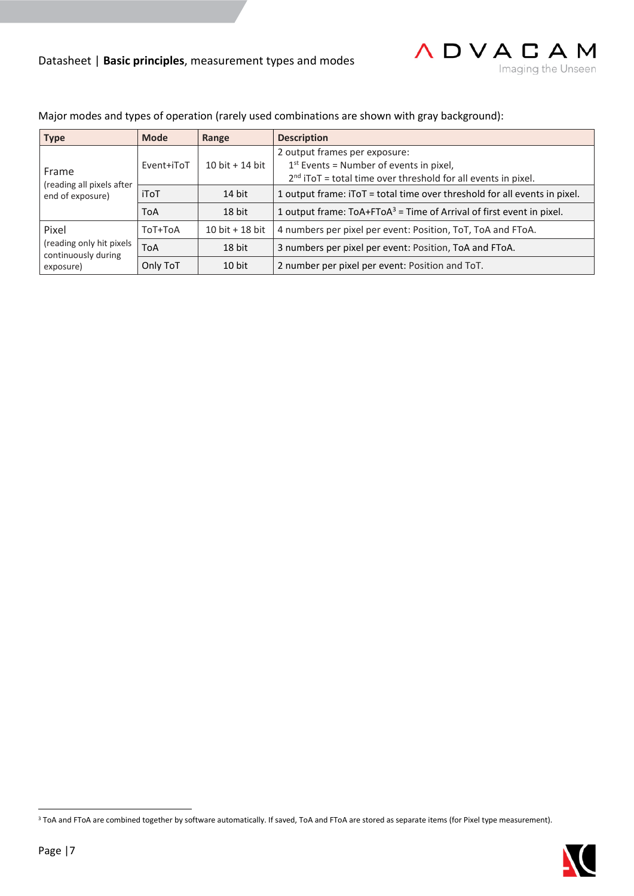Major modes and types of operation (rarely used combinations are shown with gray background):

| Type | Mode | Range | Description |
|---|---|---|---|
| Frame (reading all pixels after end of exposure) | Event+iToT | 10 bit + 14 bit | 2 output frames per exposure: 1st Events = Number of events in pixel, 2nd iToT = total time over threshold for all events in pixel. |
| | iToT | 14 bit | 1 output frame: iToT = total time over threshold for all events in pixel. |
| | ToA | 18 bit | 1 output frame: ToA+FToA[3] = Time of Arrival of first event in pixel. |
| Pixel (reading only hit pixels continuously during exposure) | ToT+ToA | 10 bit + 18 bit | 4 numbers per pixel per event: Position, ToT, ToA and FToA. |
| | ToA | 18 bit | 3 numbers per pixel per event: Position, ToA and FToA. |
| | Only ToT | 10 bit | 2 number per pixel per event: Position and ToT. |

[3] ToA and FToA are combined together by software automatically. If saved, ToA and FToA are stored as separate items (for Pixel type measurement).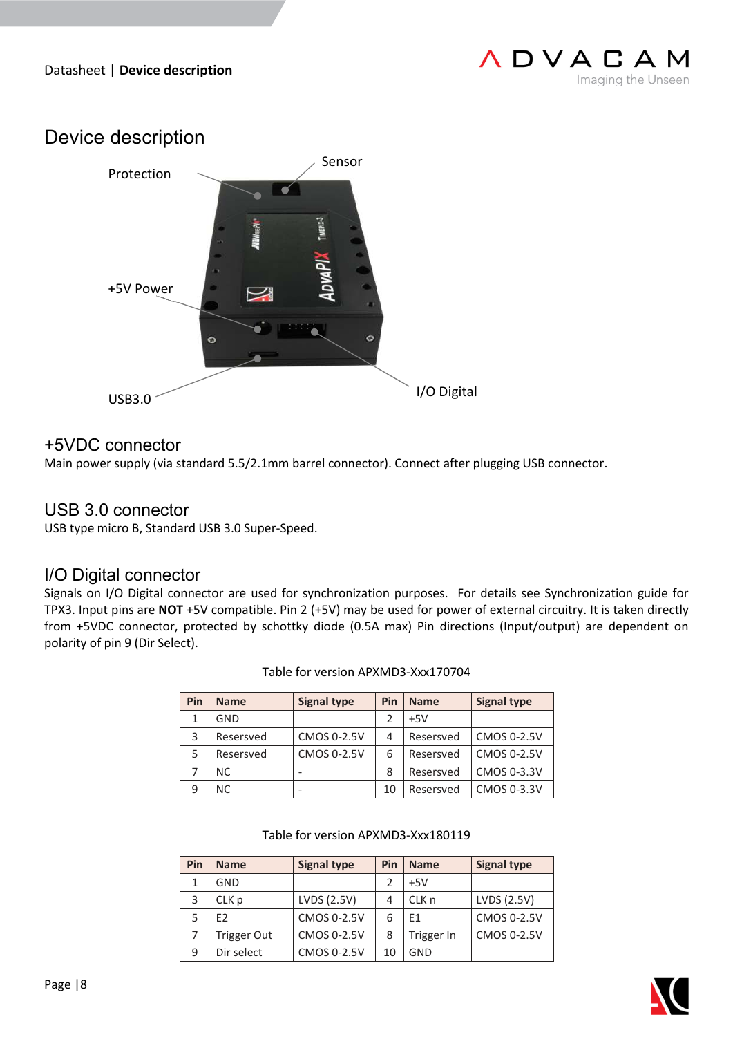# Device description

Protection

Sensor

+5V Power

USB3.0

I/O Digital

## +5VDC connector

Main power supply (via standard 5.5/2.1mm barrel connector). Connect after plugging USB connector.

## USB 3.0 connector

USB type micro B, Standard USB 3.0 Super-Speed.

## I/O Digital connector

Signals on I/O Digital connector are used for synchronization purposes. For details see Synchronization guide for TPX3. Input pins are **NOT** +5V compatible. Pin 2 (+5V) may be used for power of external circuitry. It is taken directly from +5VDC connector, protected by schottky diode (0.5A max) Pin directions (Input/output) are dependent on polarity of pin 9 (Dir Select).

Table for version APXMD3-Xxx170704

| Pin | Name | Signal type | Pin | Name | Signal type |
|---|---|---|---|---|---|
| 1 | GND | | 2 | +5V | |
| 3 | Resersved | CMOS 0-2.5V | 4 | Resersved | CMOS 0-2.5V |
| 5 | Resersved | CMOS 0-2.5V | 6 | Resersved | CMOS 0-2.5V |
| 7 | NC | - | 8 | Resersved | CMOS 0-3.3V |
| 9 | NC | - | 10 | Resersved | CMOS 0-3.3V |

Table for version APXMD3-Xxx180119

| Pin | Name | Signal type | Pin | Name | Signal type |
|---|---|---|---|---|---|
| 1 | GND | | 2 | +5V | |
| 3 | CLK p | LVDS (2.5V) | 4 | CLK n | LVDS (2.5V) |
| 5 | E2 | CMOS 0-2.5V | 6 | E1 | CMOS 0-2.5V |
| 7 | Trigger Out | CMOS 0-2.5V | 8 | Trigger In | CMOS 0-2.5V |
| 9 | Dir select | CMOS 0-2.5V | 10 | GND | |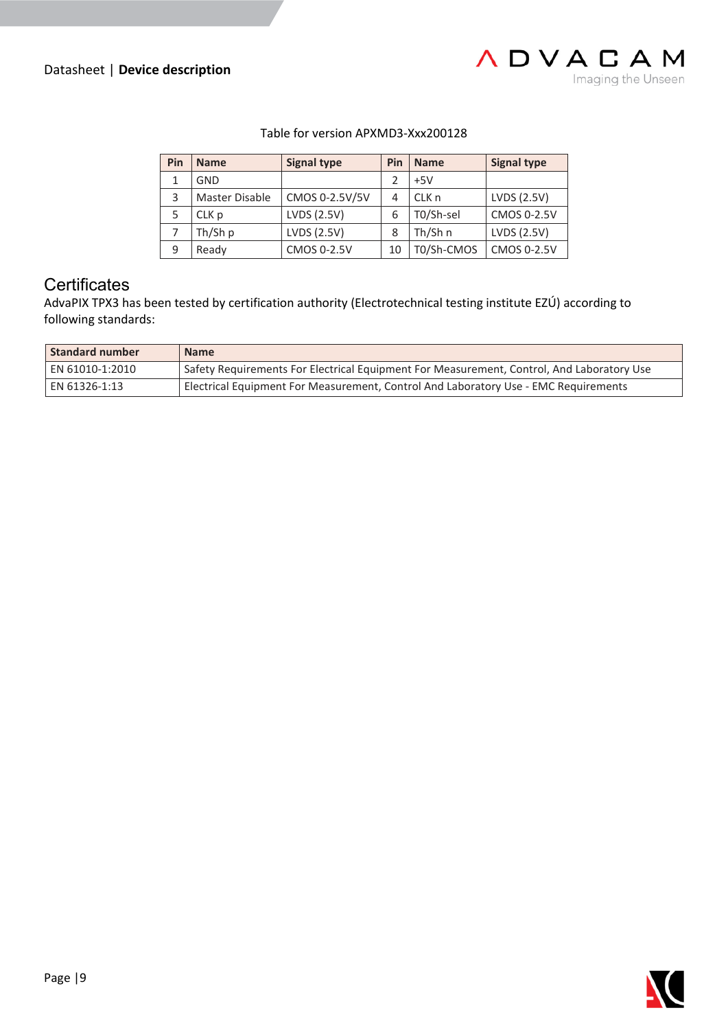Table for version APXMD3-Xxx200128

| Pin | Name | Signal type | Pin | Name | Signal type |
|---|---|---|---|---|---|
| 1 | GND | | 2 | +5V | |
| 3 | Master Disable | CMOS 0-2.5V/5V | 4 | CLK n | LVDS (2.5V) |
| 5 | CLK p | LVDS (2.5V) | 6 | T0/Sh-sel | CMOS 0-2.5V |
| 7 | Th/Sh p | LVDS (2.5V) | 8 | Th/Sh n | LVDS (2.5V) |
| 9 | Ready | CMOS 0-2.5V | 10 | T0/Sh-CMOS | CMOS 0-2.5V |

## Certificates

AdvaPIX TPX3 has been tested by certification authority (Electrotechnical testing institute EZÚ) according to following standards:

| Standard number | Name |
|---|---|
| EN 61010-1:2010 | Safety Requirements For Electrical Equipment For Measurement, Control, And Laboratory Use |
| EN 61326-1:13 | Electrical Equipment For Measurement, Control And Laboratory Use - EMC Requirements |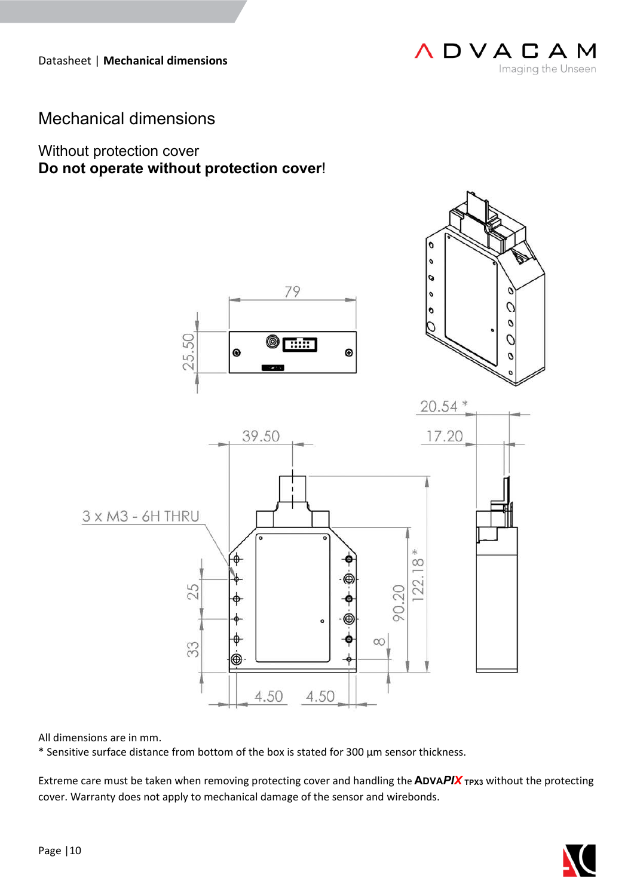# Mechanical dimensions

## Without protection cover

**Do not operate without protection cover!**

79

25.50

20.54 *

39.50

17.20

3 x M3 - 6H THRU

25

33

90.20

122.18 *

8

4.50 4.50

All dimensions are in mm.

* Sensitive surface distance from bottom of the box is stated for 300 µm sensor thickness.

Extreme care must be taken when removing protecting cover and handling the **ADVAPIX** TPX3 without the protecting cover. Warranty does not apply to mechanical damage of the sensor and wirebonds.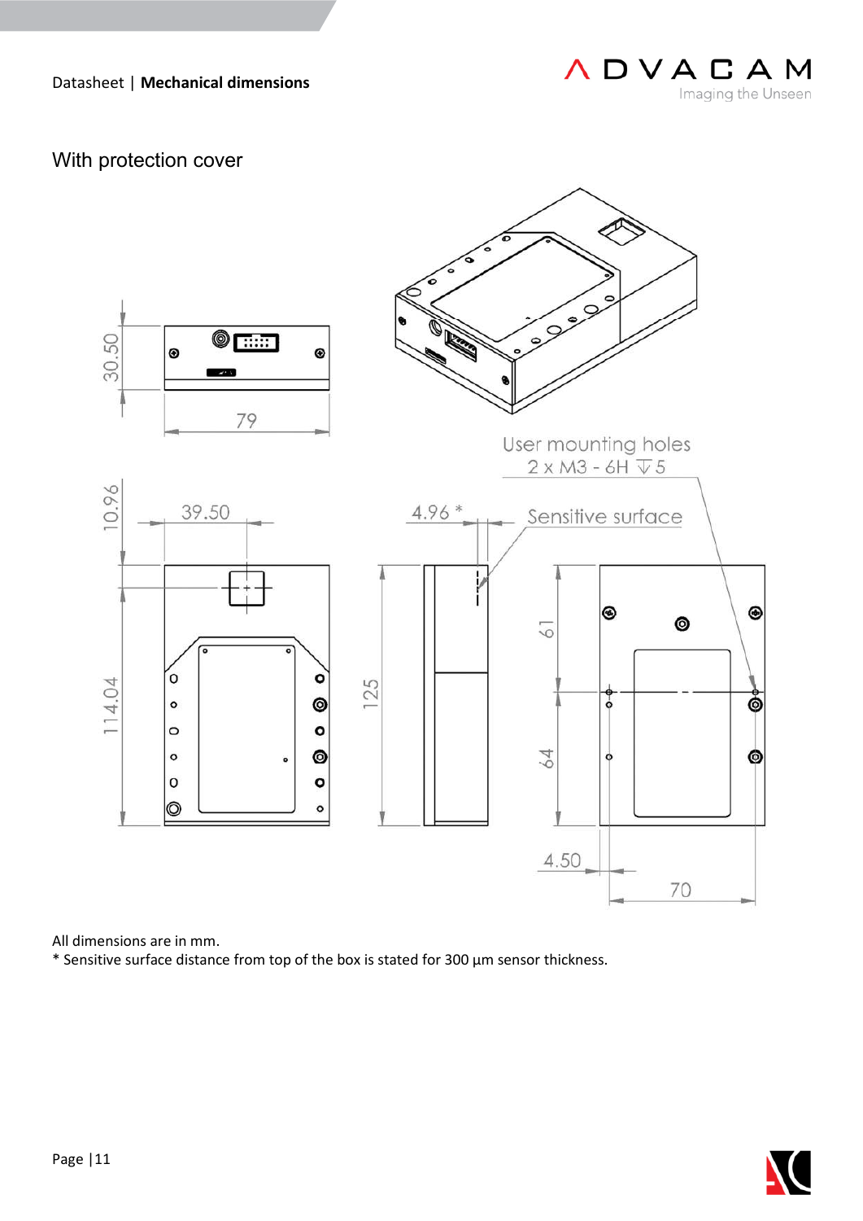With protection cover

All dimensions are in mm.

* Sensitive surface distance from top of the box is stated for 300 µm sensor thickness.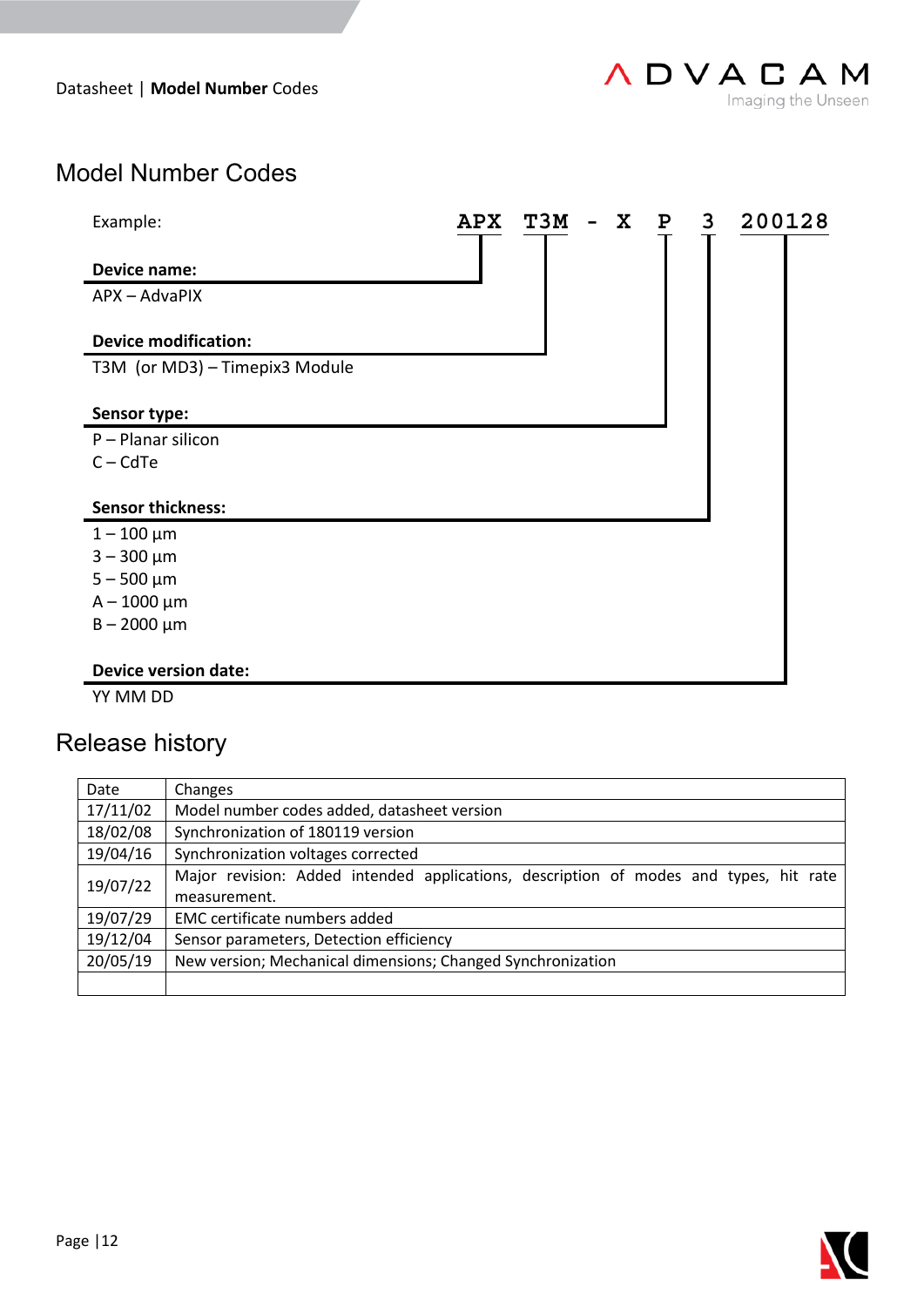# Model Number Codes

Example: **APX T3M - X P 3 200128**

**Device name:**

APX – AdvaPIX

**Device modification:**

T3M (or MD3) – Timepix3 Module

**Sensor type:**

P – Planar silicon
C – CdTe

**Sensor thickness:**

1 – 100 µm
3 – 300 µm
5 – 500 µm
A – 1000 µm
B – 2000 µm

**Device version date:**

YY MM DD

# Release history

| Date | Changes |
|---|---|
| 17/11/02 | Model number codes added, datasheet version |
| 18/02/08 | Synchronization of 180119 version |
| 19/04/16 | Synchronization voltages corrected |
| 19/07/22 | Major revision: Added intended applications, description of modes and types, hit rate measurement. |
| 19/07/29 | EMC certificate numbers added |
| 19/12/04 | Sensor parameters, Detection efficiency |
| 20/05/19 | New version; Mechanical dimensions; Changed Synchronization |
| | |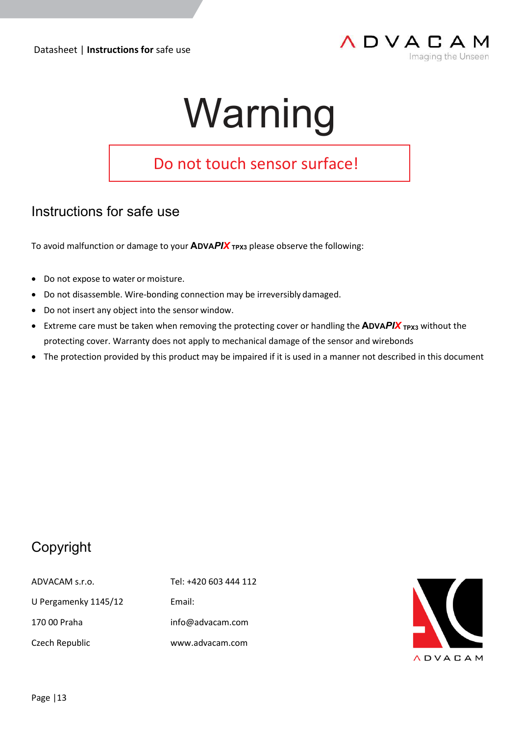# Warning

**Do not touch sensor surface!**

## Instructions for safe use

To avoid malfunction or damage to your **ADVA*PIX*** TPX3 please observe the following:

- Do not expose to water or moisture.
- Do not disassemble. Wire-bonding connection may be irreversibly damaged.
- Do not insert any object into the sensor window.
- Extreme care must be taken when removing the protecting cover or handling the **ADVA*PIX*** TPX3 without the protecting cover. Warranty does not apply to mechanical damage of the sensor and wirebonds
- The protection provided by this product may be impaired if it is used in a manner not described in this document

## Copyright

ADVACAM s.r.o.

U Pergamenky 1145/12

170 00 Praha

Czech Republic

Tel: +420 603 444 112

Email:

info@advacam.com

www.advacam.com